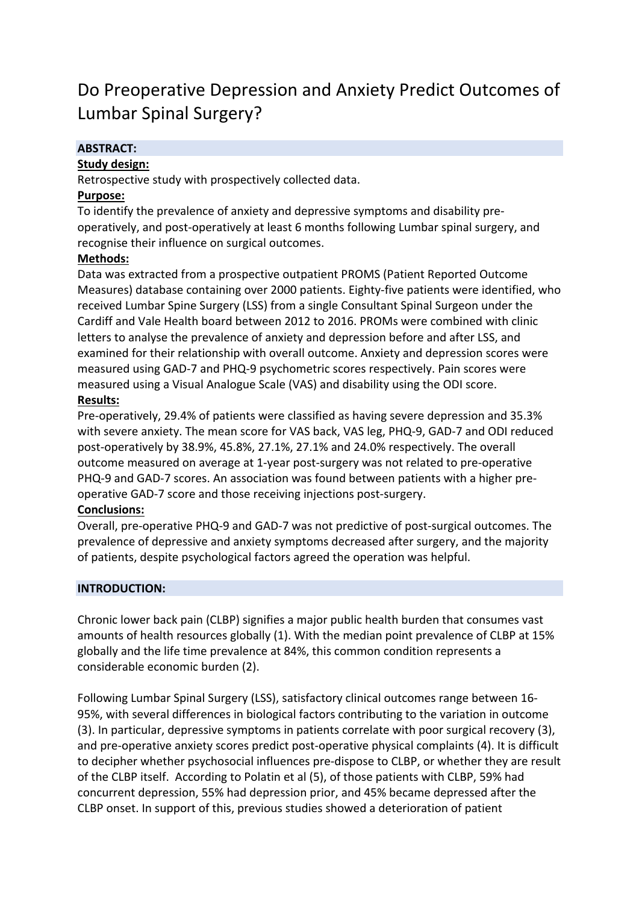# Do Preoperative Depression and Anxiety Predict Outcomes of Lumbar Spinal Surgery?

## ABSTRACT:

**Study design:**

Retrospective study with prospectively collected data.

**Purpose:**

To identify the prevalence of anxiety and depressive symptoms and disability pre-operatively, and post-operatively at least 6 months following Lumbar spinal surgery, and recognise their influence on surgical outcomes.

**Methods:**

Data was extracted from a prospective outpatient PROMS (Patient Reported Outcome Measures) database containing over 2000 patients. Eighty-five patients were identified, who received Lumbar Spine Surgery (LSS) from a single Consultant Spinal Surgeon under the Cardiff and Vale Health board between 2012 to 2016. PROMs were combined with clinic letters to analyse the prevalence of anxiety and depression before and after LSS, and examined for their relationship with overall outcome. Anxiety and depression scores were measured using GAD-7 and PHQ-9 psychometric scores respectively. Pain scores were measured using a Visual Analogue Scale (VAS) and disability using the ODI score.

**Results:**

Pre-operatively, 29.4% of patients were classified as having severe depression and 35.3% with severe anxiety. The mean score for VAS back, VAS leg, PHQ-9, GAD-7 and ODI reduced post-operatively by 38.9%, 45.8%, 27.1%, 27.1% and 24.0% respectively. The overall outcome measured on average at 1-year post-surgery was not related to pre-operative PHQ-9 and GAD-7 scores. An association was found between patients with a higher pre-operative GAD-7 score and those receiving injections post-surgery.

**Conclusions:**

Overall, pre-operative PHQ-9 and GAD-7 was not predictive of post-surgical outcomes. The prevalence of depressive and anxiety symptoms decreased after surgery, and the majority of patients, despite psychological factors agreed the operation was helpful.

## INTRODUCTION:

Chronic lower back pain (CLBP) signifies a major public health burden that consumes vast amounts of health resources globally (1). With the median point prevalence of CLBP at 15% globally and the life time prevalence at 84%, this common condition represents a considerable economic burden (2).

Following Lumbar Spinal Surgery (LSS), satisfactory clinical outcomes range between 16-95%, with several differences in biological factors contributing to the variation in outcome (3). In particular, depressive symptoms in patients correlate with poor surgical recovery (3), and pre-operative anxiety scores predict post-operative physical complaints (4). It is difficult to decipher whether psychosocial influences pre-dispose to CLBP, or whether they are result of the CLBP itself. According to Polatin et al (5), of those patients with CLBP, 59% had concurrent depression, 55% had depression prior, and 45% became depressed after the CLBP onset. In support of this, previous studies showed a deterioration of patient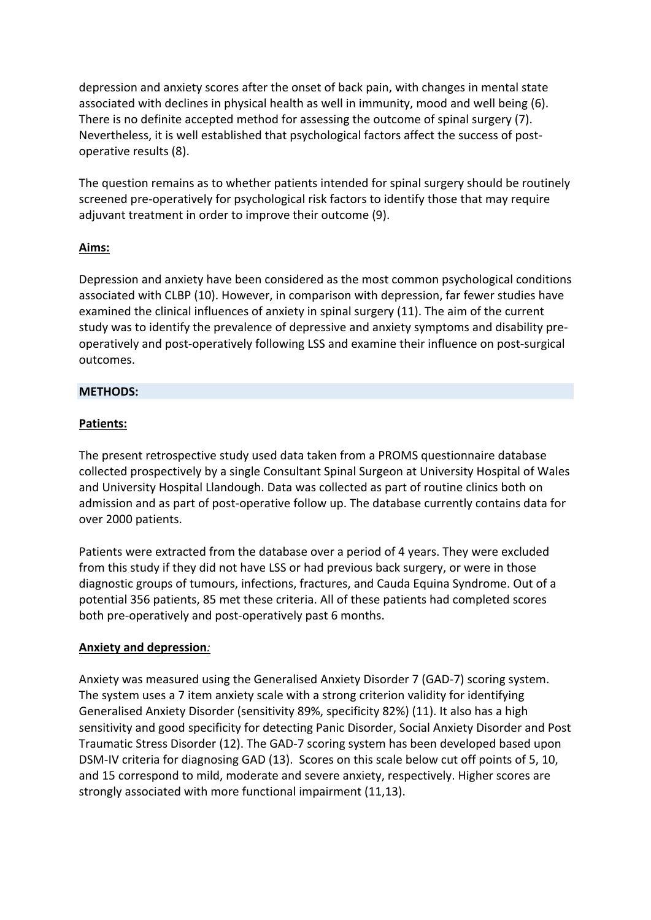depression and anxiety scores after the onset of back pain, with changes in mental state associated with declines in physical health as well in immunity, mood and well being (6). There is no definite accepted method for assessing the outcome of spinal surgery (7). Nevertheless, it is well established that psychological factors affect the success of post-operative results (8).

The question remains as to whether patients intended for spinal surgery should be routinely screened pre-operatively for psychological risk factors to identify those that may require adjuvant treatment in order to improve their outcome (9).

## Aims:

Depression and anxiety have been considered as the most common psychological conditions associated with CLBP (10). However, in comparison with depression, far fewer studies have examined the clinical influences of anxiety in spinal surgery (11). The aim of the current study was to identify the prevalence of depressive and anxiety symptoms and disability pre-operatively and post-operatively following LSS and examine their influence on post-surgical outcomes.

# METHODS:

## Patients:

The present retrospective study used data taken from a PROMS questionnaire database collected prospectively by a single Consultant Spinal Surgeon at University Hospital of Wales and University Hospital Llandough. Data was collected as part of routine clinics both on admission and as part of post-operative follow up. The database currently contains data for over 2000 patients.

Patients were extracted from the database over a period of 4 years. They were excluded from this study if they did not have LSS or had previous back surgery, or were in those diagnostic groups of tumours, infections, fractures, and Cauda Equina Syndrome. Out of a potential 356 patients, 85 met these criteria. All of these patients had completed scores both pre-operatively and post-operatively past 6 months.

## Anxiety and depression*:*

Anxiety was measured using the Generalised Anxiety Disorder 7 (GAD-7) scoring system. The system uses a 7 item anxiety scale with a strong criterion validity for identifying Generalised Anxiety Disorder (sensitivity 89%, specificity 82%) (11). It also has a high sensitivity and good specificity for detecting Panic Disorder, Social Anxiety Disorder and Post Traumatic Stress Disorder (12). The GAD-7 scoring system has been developed based upon DSM-IV criteria for diagnosing GAD (13). Scores on this scale below cut off points of 5, 10, and 15 correspond to mild, moderate and severe anxiety, respectively. Higher scores are strongly associated with more functional impairment (11,13).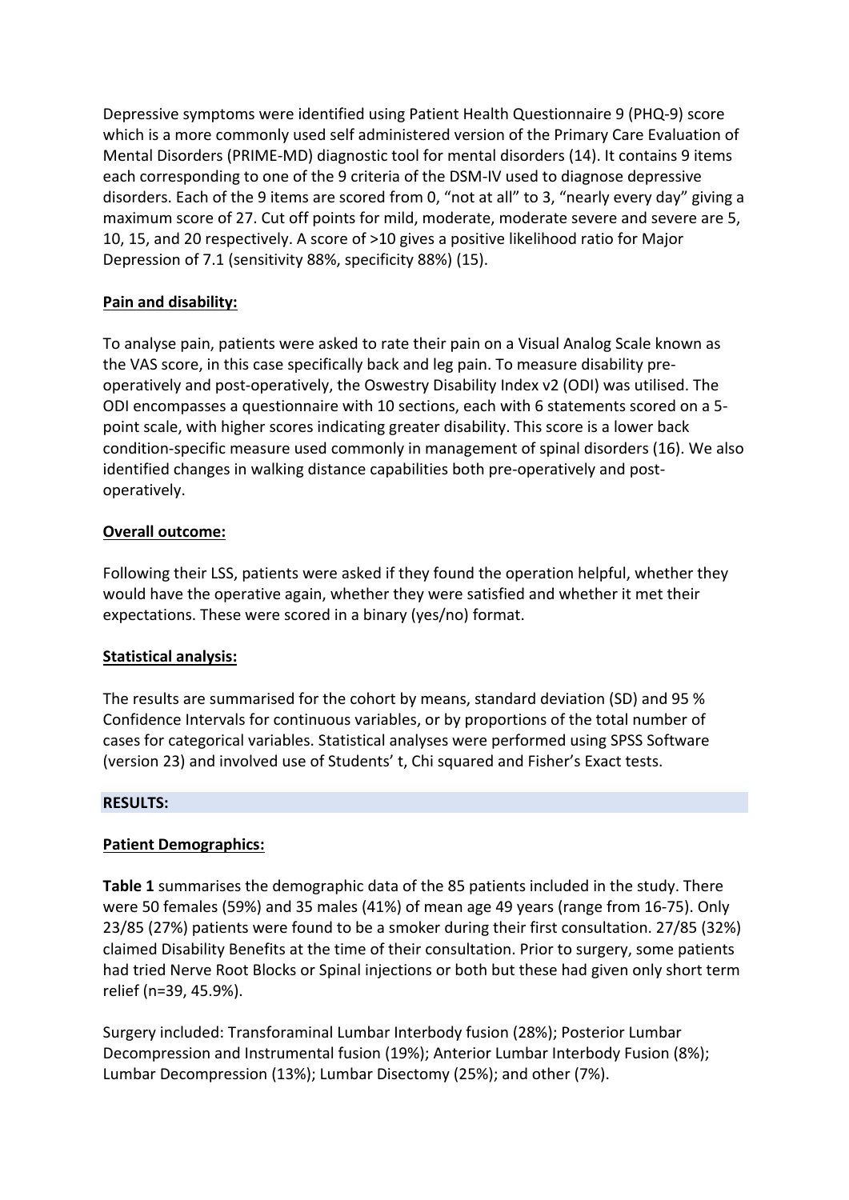Depressive symptoms were identified using Patient Health Questionnaire 9 (PHQ-9) score which is a more commonly used self administered version of the Primary Care Evaluation of Mental Disorders (PRIME-MD) diagnostic tool for mental disorders (14). It contains 9 items each corresponding to one of the 9 criteria of the DSM-IV used to diagnose depressive disorders. Each of the 9 items are scored from 0, "not at all" to 3, "nearly every day" giving a maximum score of 27. Cut off points for mild, moderate, moderate severe and severe are 5, 10, 15, and 20 respectively. A score of >10 gives a positive likelihood ratio for Major Depression of 7.1 (sensitivity 88%, specificity 88%) (15).

**Pain and disability:**

To analyse pain, patients were asked to rate their pain on a Visual Analog Scale known as the VAS score, in this case specifically back and leg pain. To measure disability pre-operatively and post-operatively, the Oswestry Disability Index v2 (ODI) was utilised. The ODI encompasses a questionnaire with 10 sections, each with 6 statements scored on a 5-point scale, with higher scores indicating greater disability. This score is a lower back condition-specific measure used commonly in management of spinal disorders (16). We also identified changes in walking distance capabilities both pre-operatively and post-operatively.

**Overall outcome:**

Following their LSS, patients were asked if they found the operation helpful, whether they would have the operative again, whether they were satisfied and whether it met their expectations. These were scored in a binary (yes/no) format.

**Statistical analysis:**

The results are summarised for the cohort by means, standard deviation (SD) and 95 % Confidence Intervals for continuous variables, or by proportions of the total number of cases for categorical variables. Statistical analyses were performed using SPSS Software (version 23) and involved use of Students' t, Chi squared and Fisher's Exact tests.

## RESULTS:

**Patient Demographics:**

**Table 1** summarises the demographic data of the 85 patients included in the study. There were 50 females (59%) and 35 males (41%) of mean age 49 years (range from 16-75). Only 23/85 (27%) patients were found to be a smoker during their first consultation. 27/85 (32%) claimed Disability Benefits at the time of their consultation. Prior to surgery, some patients had tried Nerve Root Blocks or Spinal injections or both but these had given only short term relief (n=39, 45.9%).

Surgery included: Transforaminal Lumbar Interbody fusion (28%); Posterior Lumbar Decompression and Instrumental fusion (19%); Anterior Lumbar Interbody Fusion (8%); Lumbar Decompression (13%); Lumbar Disectomy (25%); and other (7%).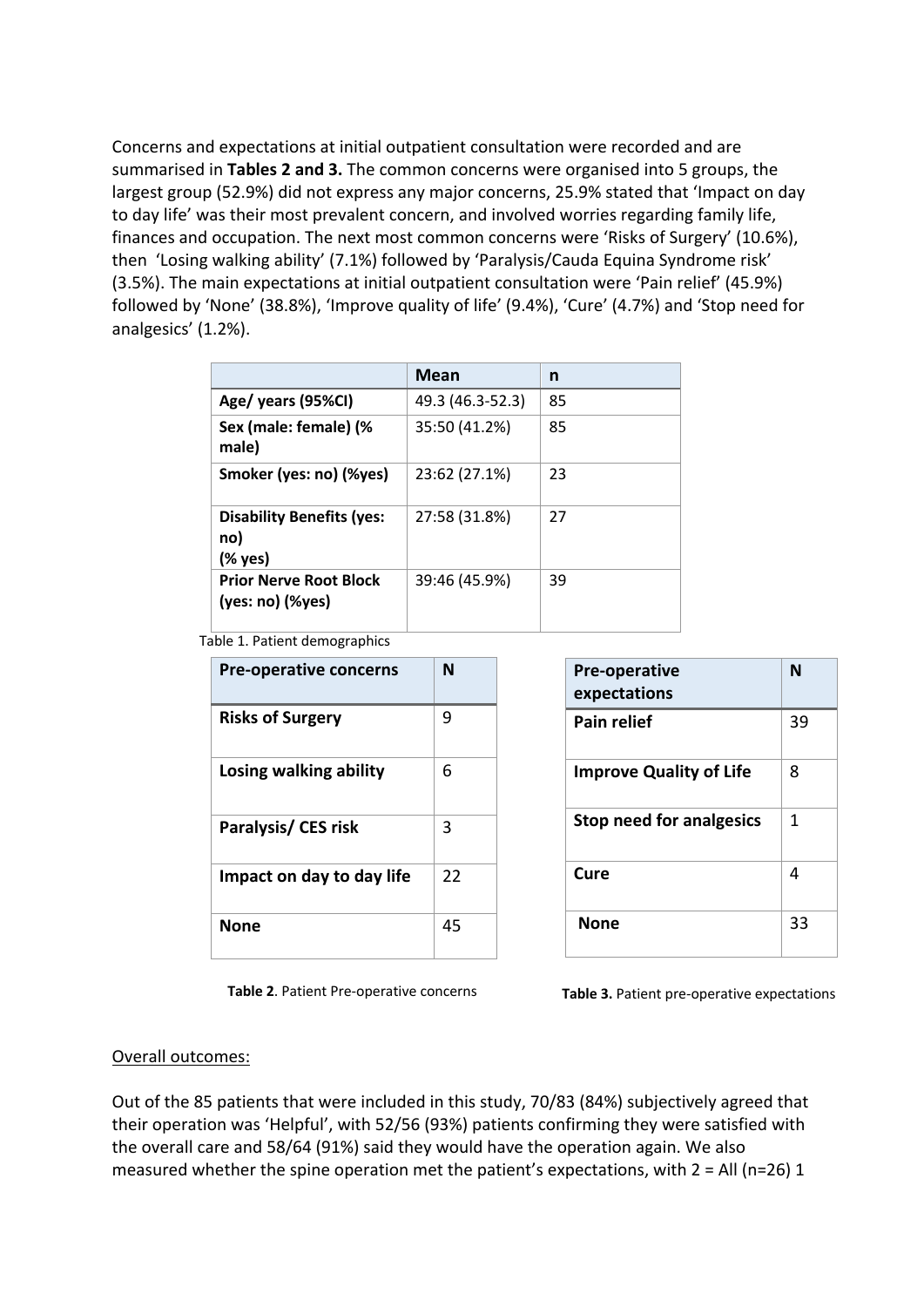Concerns and expectations at initial outpatient consultation were recorded and are summarised in **Tables 2 and 3.** The common concerns were organised into 5 groups, the largest group (52.9%) did not express any major concerns, 25.9% stated that 'Impact on day to day life' was their most prevalent concern, and involved worries regarding family life, finances and occupation. The next most common concerns were 'Risks of Surgery' (10.6%), then 'Losing walking ability' (7.1%) followed by 'Paralysis/Cauda Equina Syndrome risk' (3.5%). The main expectations at initial outpatient consultation were 'Pain relief' (45.9%) followed by 'None' (38.8%), 'Improve quality of life' (9.4%), 'Cure' (4.7%) and 'Stop need for analgesics' (1.2%).

| | Mean | n |
|---|---|---|
| **Age/ years (95%CI)** | 49.3 (46.3-52.3) | 85 |
| **Sex (male: female) (% male)** | 35:50 (41.2%) | 85 |
| **Smoker (yes: no) (%yes)** | 23:62 (27.1%) | 23 |
| **Disability Benefits (yes: no) (% yes)** | 27:58 (31.8%) | 27 |
| **Prior Nerve Root Block (yes: no) (%yes)** | 39:46 (45.9%) | 39 |

Table 1. Patient demographics

| Pre-operative concerns | N |
|---|---|
| **Risks of Surgery** | 9 |
| **Losing walking ability** | 6 |
| **Paralysis/ CES risk** | 3 |
| **Impact on day to day life** | 22 |
| **None** | 45 |

**Table 2**. Patient Pre-operative concerns

| Pre-operative expectations | N |
|---|---|
| **Pain relief** | 39 |
| **Improve Quality of Life** | 8 |
| **Stop need for analgesics** | 1 |
| **Cure** | 4 |
| **None** | 33 |

**Table 3.** Patient pre-operative expectations

Overall outcomes:

Out of the 85 patients that were included in this study, 70/83 (84%) subjectively agreed that their operation was 'Helpful', with 52/56 (93%) patients confirming they were satisfied with the overall care and 58/64 (91%) said they would have the operation again. We also measured whether the spine operation met the patient's expectations, with 2 = All (n=26) 1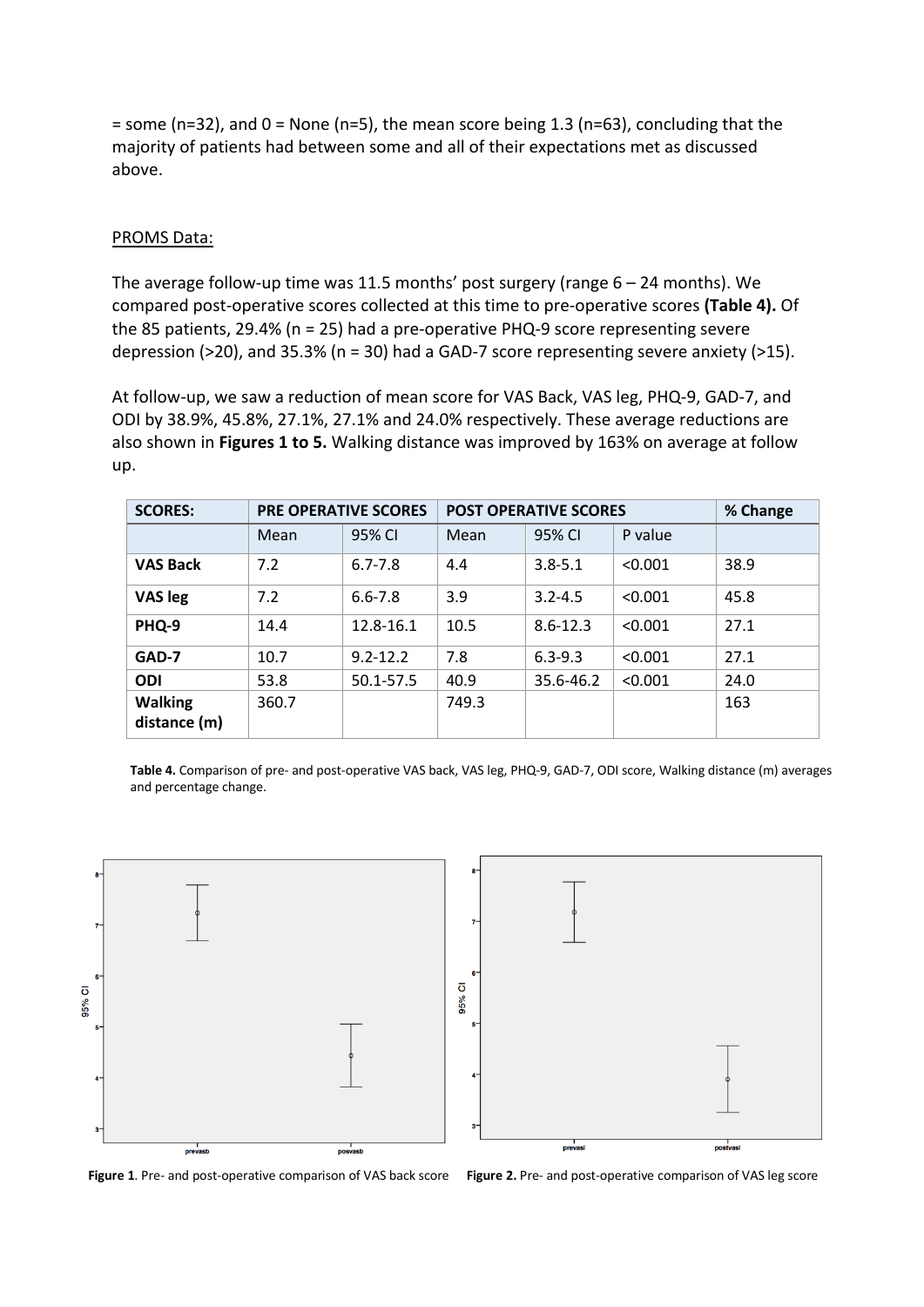= some (n=32), and 0 = None (n=5), the mean score being 1.3 (n=63), concluding that the majority of patients had between some and all of their expectations met as discussed above.

PROMS Data:

The average follow-up time was 11.5 months' post surgery (range 6 – 24 months). We compared post-operative scores collected at this time to pre-operative scores **(Table 4).** Of the 85 patients, 29.4% (n = 25) had a pre-operative PHQ-9 score representing severe depression (>20), and 35.3% (n = 30) had a GAD-7 score representing severe anxiety (>15).

At follow-up, we saw a reduction of mean score for VAS Back, VAS leg, PHQ-9, GAD-7, and ODI by 38.9%, 45.8%, 27.1%, 27.1% and 24.0% respectively. These average reductions are also shown in **Figures 1 to 5.** Walking distance was improved by 163% on average at follow up.

| SCORES: | PRE OPERATIVE SCORES | | POST OPERATIVE SCORES | | | % Change |
|---|---|---|---|---|---|---|
| | Mean | 95% CI | Mean | 95% CI | P value | |
| **VAS Back** | 7.2 | 6.7-7.8 | 4.4 | 3.8-5.1 | <0.001 | 38.9 |
| **VAS leg** | 7.2 | 6.6-7.8 | 3.9 | 3.2-4.5 | <0.001 | 45.8 |
| **PHQ-9** | 14.4 | 12.8-16.1 | 10.5 | 8.6-12.3 | <0.001 | 27.1 |
| **GAD-7** | 10.7 | 9.2-12.2 | 7.8 | 6.3-9.3 | <0.001 | 27.1 |
| **ODI** | 53.8 | 50.1-57.5 | 40.9 | 35.6-46.2 | <0.001 | 24.0 |
| **Walking distance (m)** | 360.7 | | 749.3 | | | 163 |

**Table 4.** Comparison of pre- and post-operative VAS back, VAS leg, PHQ-9, GAD-7, ODI score, Walking distance (m) averages and percentage change.

**Figure 1**. Pre- and post-operative comparison of VAS back score

**Figure 2.** Pre- and post-operative comparison of VAS leg score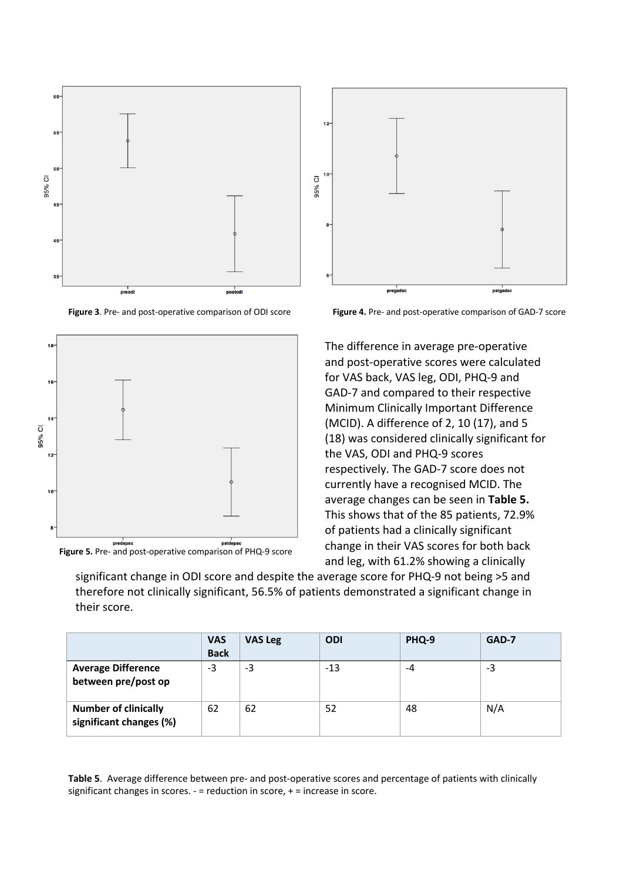**Figure 3**. Pre- and post-operative comparison of ODI score

**Figure 4.** Pre- and post-operative comparison of GAD-7 score

**Figure 5.** Pre- and post-operative comparison of PHQ-9 score

The difference in average pre-operative and post-operative scores were calculated for VAS back, VAS leg, ODI, PHQ-9 and GAD-7 and compared to their respective Minimum Clinically Important Difference (MCID). A difference of 2, 10 (17), and 5 (18) was considered clinically significant for the VAS, ODI and PHQ-9 scores respectively. The GAD-7 score does not currently have a recognised MCID. The average changes can be seen in **Table 5.** This shows that of the 85 patients, 72.9% of patients had a clinically significant change in their VAS scores for both back and leg, with 61.2% showing a clinically significant change in ODI score and despite the average score for PHQ-9 not being >5 and therefore not clinically significant, 56.5% of patients demonstrated a significant change in their score.

| | **VAS Back** | **VAS Leg** | **ODI** | **PHQ-9** | **GAD-7** |
|---|---|---|---|---|---|
| **Average Difference between pre/post op** | -3 | -3 | -13 | -4 | -3 |
| **Number of clinically significant changes (%)** | 62 | 62 | 52 | 48 | N/A |

**Table 5**. Average difference between pre- and post-operative scores and percentage of patients with clinically significant changes in scores. - = reduction in score, + = increase in score.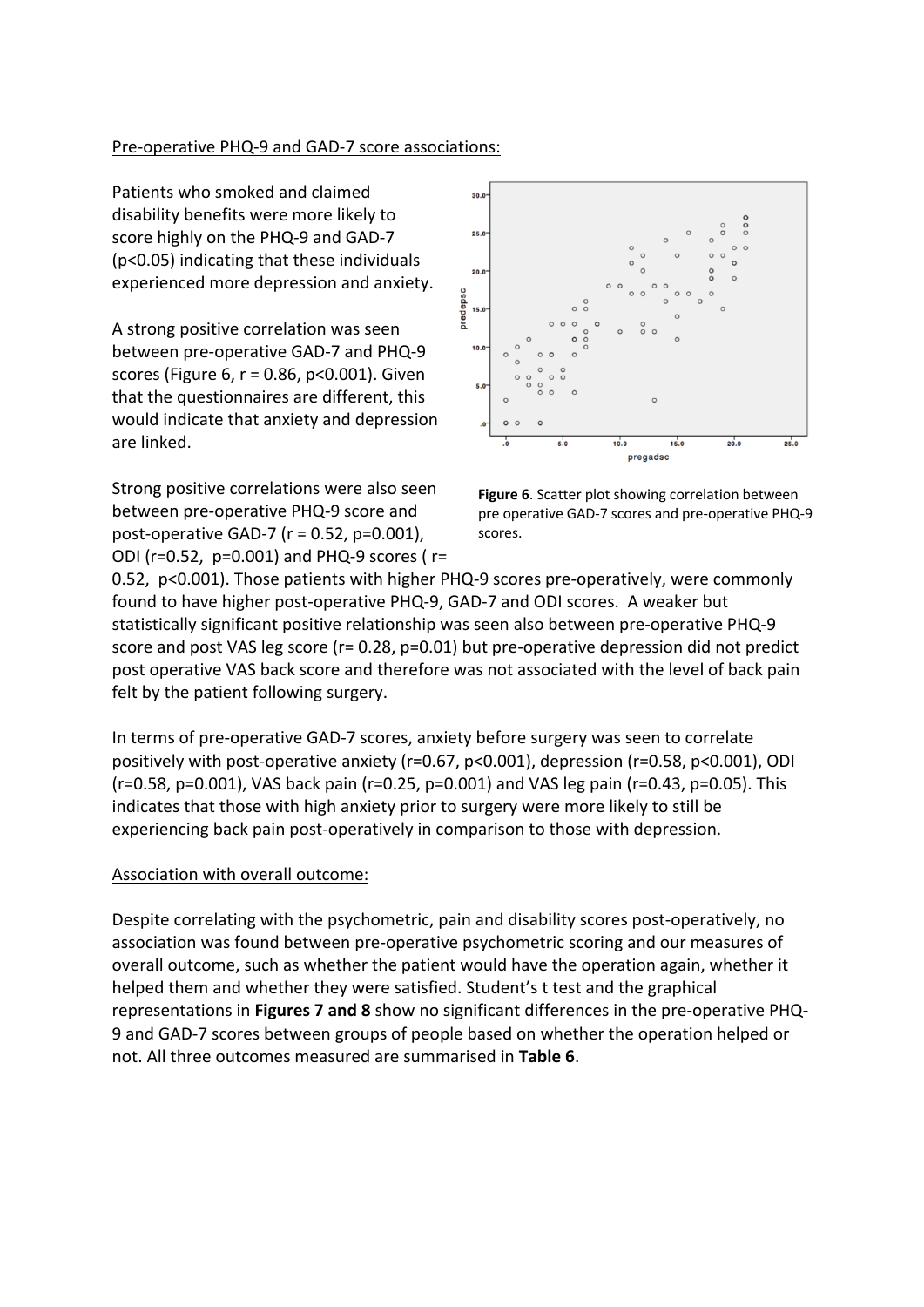Pre-operative PHQ-9 and GAD-7 score associations:

Patients who smoked and claimed disability benefits were more likely to score highly on the PHQ-9 and GAD-7 ($p<0.05$) indicating that these individuals experienced more depression and anxiety.

A strong positive correlation was seen between pre-operative GAD-7 and PHQ-9 scores (Figure 6, $r = 0.86$, $p<0.001$). Given that the questionnaires are different, this would indicate that anxiety and depression are linked.

**Figure 6**. Scatter plot showing correlation between pre operative GAD-7 scores and pre-operative PHQ-9 scores.

Strong positive correlations were also seen between pre-operative PHQ-9 score and post-operative GAD-7 ($r = 0.52$, $p=0.001$), ODI ($r=0.52$, $p=0.001$) and PHQ-9 scores ( $r= 0.52$, $p<0.001$). Those patients with higher PHQ-9 scores pre-operatively, were commonly found to have higher post-operative PHQ-9, GAD-7 and ODI scores. A weaker but statistically significant positive relationship was seen also between pre-operative PHQ-9 score and post VAS leg score ($r= 0.28$, $p=0.01$) but pre-operative depression did not predict post operative VAS back score and therefore was not associated with the level of back pain felt by the patient following surgery.

In terms of pre-operative GAD-7 scores, anxiety before surgery was seen to correlate positively with post-operative anxiety ($r=0.67$, $p<0.001$), depression ($r=0.58$, $p<0.001$), ODI ($r=0.58$, $p=0.001$), VAS back pain ($r=0.25$, $p=0.001$) and VAS leg pain ($r=0.43$, $p=0.05$). This indicates that those with high anxiety prior to surgery were more likely to still be experiencing back pain post-operatively in comparison to those with depression.

Association with overall outcome:

Despite correlating with the psychometric, pain and disability scores post-operatively, no association was found between pre-operative psychometric scoring and our measures of overall outcome, such as whether the patient would have the operation again, whether it helped them and whether they were satisfied. Student's t test and the graphical representations in **Figures 7 and 8** show no significant differences in the pre-operative PHQ-9 and GAD-7 scores between groups of people based on whether the operation helped or not. All three outcomes measured are summarised in **Table 6**.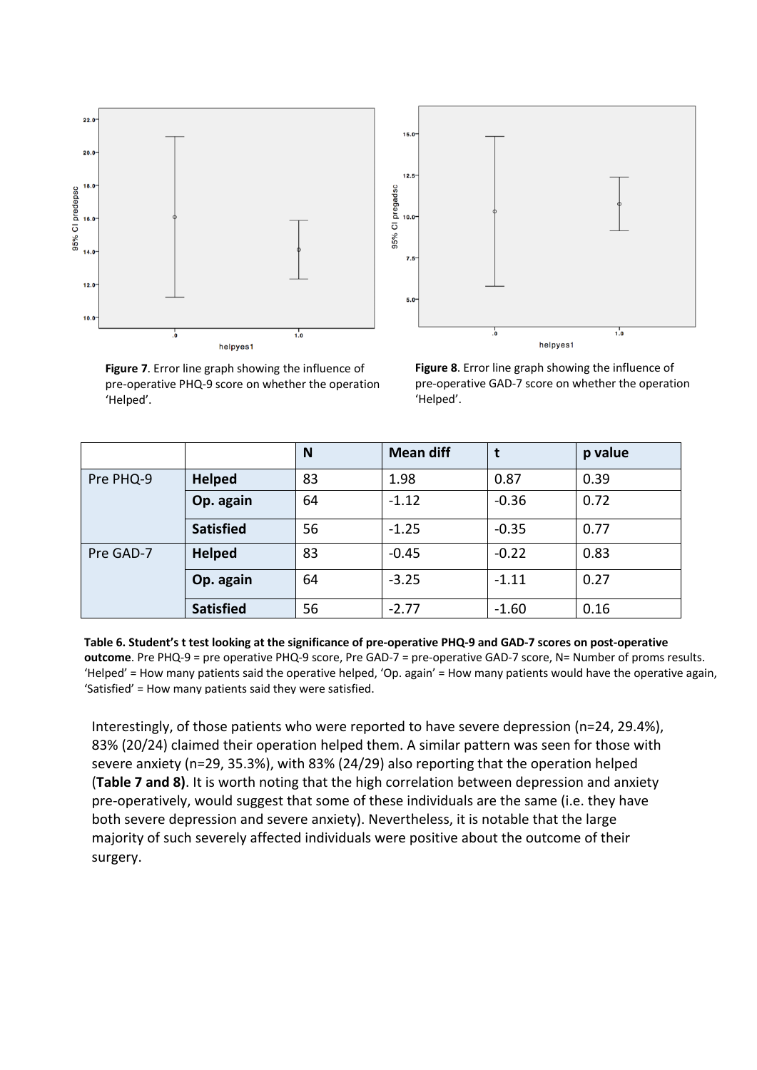**Figure 7**. Error line graph showing the influence of pre-operative PHQ-9 score on whether the operation 'Helped'.

**Figure 8**. Error line graph showing the influence of pre-operative GAD-7 score on whether the operation 'Helped'.

| | | N | Mean diff | t | p value |
|---|---|---|---|---|---|
| Pre PHQ-9 | **Helped** | 83 | 1.98 | 0.87 | 0.39 |
| | **Op. again** | 64 | -1.12 | -0.36 | 0.72 |
| | **Satisfied** | 56 | -1.25 | -0.35 | 0.77 |
| Pre GAD-7 | **Helped** | 83 | -0.45 | -0.22 | 0.83 |
| | **Op. again** | 64 | -3.25 | -1.11 | 0.27 |
| | **Satisfied** | 56 | -2.77 | -1.60 | 0.16 |

**Table 6. Student's t test looking at the significance of pre-operative PHQ-9 and GAD-7 scores on post-operative outcome**. Pre PHQ-9 = pre operative PHQ-9 score, Pre GAD-7 = pre-operative GAD-7 score, N= Number of proms results. 'Helped' = How many patients said the operative helped, 'Op. again' = How many patients would have the operative again, 'Satisfied' = How many patients said they were satisfied.

Interestingly, of those patients who were reported to have severe depression (n=24, 29.4%), 83% (20/24) claimed their operation helped them. A similar pattern was seen for those with severe anxiety (n=29, 35.3%), with 83% (24/29) also reporting that the operation helped (**Table 7 and 8)**. It is worth noting that the high correlation between depression and anxiety pre-operatively, would suggest that some of these individuals are the same (i.e. they have both severe depression and severe anxiety). Nevertheless, it is notable that the large majority of such severely affected individuals were positive about the outcome of their surgery.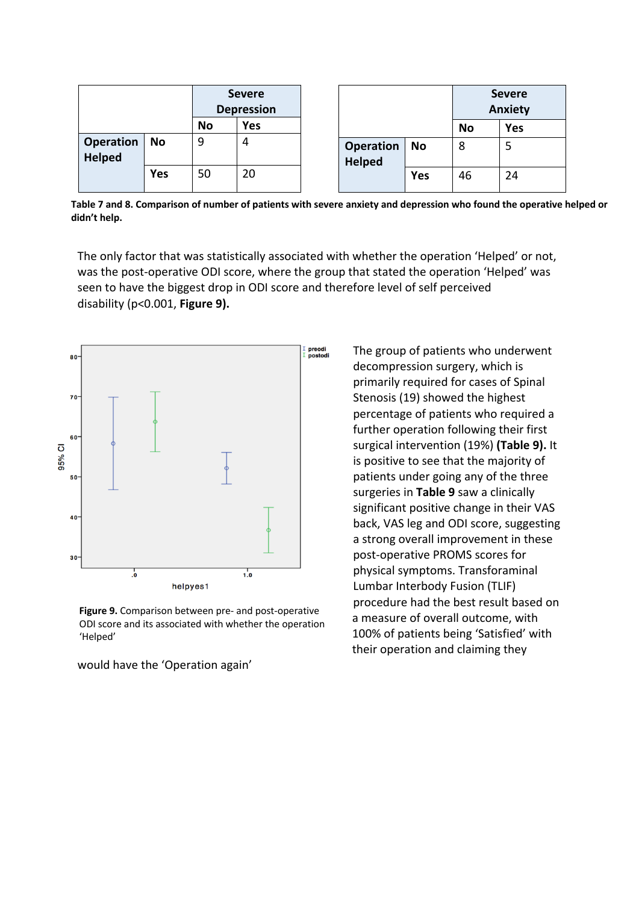| | | Severe Depression | |
|---|---|---|---|
| | | No | Yes |
| Operation Helped | No | 9 | 4 |
| | Yes | 50 | 20 |

| | | Severe Anxiety | |
|---|---|---|---|
| | | No | Yes |
| Operation Helped | No | 8 | 5 |
| | Yes | 46 | 24 |

**Table 7 and 8. Comparison of number of patients with severe anxiety and depression who found the operative helped or didn't help.**

The only factor that was statistically associated with whether the operation 'Helped' or not, was the post-operative ODI score, where the group that stated the operation 'Helped' was seen to have the biggest drop in ODI score and therefore level of self perceived disability ($p<0.001$, **Figure 9).**

**Figure 9.** Comparison between pre- and post-operative ODI score and its associated with whether the operation 'Helped'

The group of patients who underwent decompression surgery, which is primarily required for cases of Spinal Stenosis (19) showed the highest percentage of patients who required a further operation following their first surgical intervention (19%) **(Table 9).** It is positive to see that the majority of patients under going any of the three surgeries in **Table 9** saw a clinically significant positive change in their VAS back, VAS leg and ODI score, suggesting a strong overall improvement in these post-operative PROMS scores for physical symptoms. Transforaminal Lumbar Interbody Fusion (TLIF) procedure had the best result based on a measure of overall outcome, with 100% of patients being 'Satisfied' with their operation and claiming they would have the 'Operation again'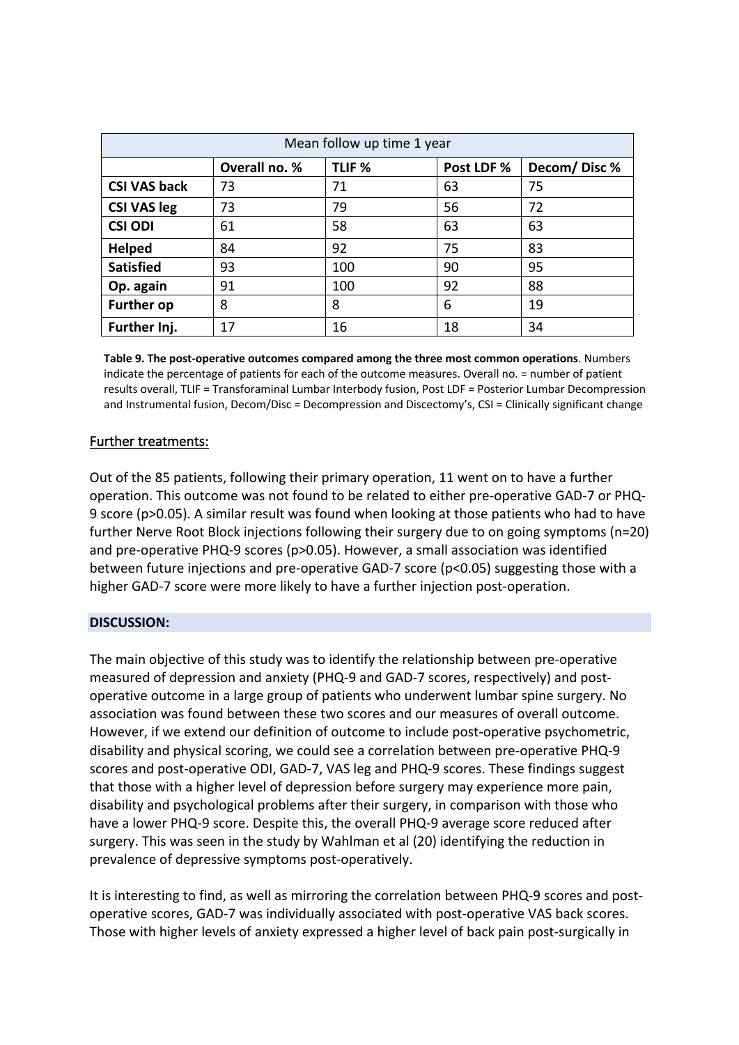| Mean follow up time 1 year | | | | |
|---|---|---|---|---|
| | **Overall no. %** | **TLIF %** | **Post LDF %** | **Decom/ Disc %** |
| **CSI VAS back** | 73 | 71 | 63 | 75 |
| **CSI VAS leg** | 73 | 79 | 56 | 72 |
| **CSI ODI** | 61 | 58 | 63 | 63 |
| **Helped** | 84 | 92 | 75 | 83 |
| **Satisfied** | 93 | 100 | 90 | 95 |
| **Op. again** | 91 | 100 | 92 | 88 |
| **Further op** | 8 | 8 | 6 | 19 |
| **Further Inj.** | 17 | 16 | 18 | 34 |

**Table 9. The post-operative outcomes compared among the three most common operations**. Numbers indicate the percentage of patients for each of the outcome measures. Overall no. = number of patient results overall, TLIF = Transforaminal Lumbar Interbody fusion, Post LDF = Posterior Lumbar Decompression and Instrumental fusion, Decom/Disc = Decompression and Discectomy's, CSI = Clinically significant change

Further treatments:

Out of the 85 patients, following their primary operation, 11 went on to have a further operation. This outcome was not found to be related to either pre-operative GAD-7 or PHQ-9 score ($p>0.05$). A similar result was found when looking at those patients who had to have further Nerve Root Block injections following their surgery due to on going symptoms (n=20) and pre-operative PHQ-9 scores ($p>0.05$). However, a small association was identified between future injections and pre-operative GAD-7 score ($p<0.05$) suggesting those with a higher GAD-7 score were more likely to have a further injection post-operation.

## DISCUSSION:

The main objective of this study was to identify the relationship between pre-operative measured of depression and anxiety (PHQ-9 and GAD-7 scores, respectively) and post-operative outcome in a large group of patients who underwent lumbar spine surgery. No association was found between these two scores and our measures of overall outcome. However, if we extend our definition of outcome to include post-operative psychometric, disability and physical scoring, we could see a correlation between pre-operative PHQ-9 scores and post-operative ODI, GAD-7, VAS leg and PHQ-9 scores. These findings suggest that those with a higher level of depression before surgery may experience more pain, disability and psychological problems after their surgery, in comparison with those who have a lower PHQ-9 score. Despite this, the overall PHQ-9 average score reduced after surgery. This was seen in the study by Wahlman et al (20) identifying the reduction in prevalence of depressive symptoms post-operatively.

It is interesting to find, as well as mirroring the correlation between PHQ-9 scores and post-operative scores, GAD-7 was individually associated with post-operative VAS back scores. Those with higher levels of anxiety expressed a higher level of back pain post-surgically in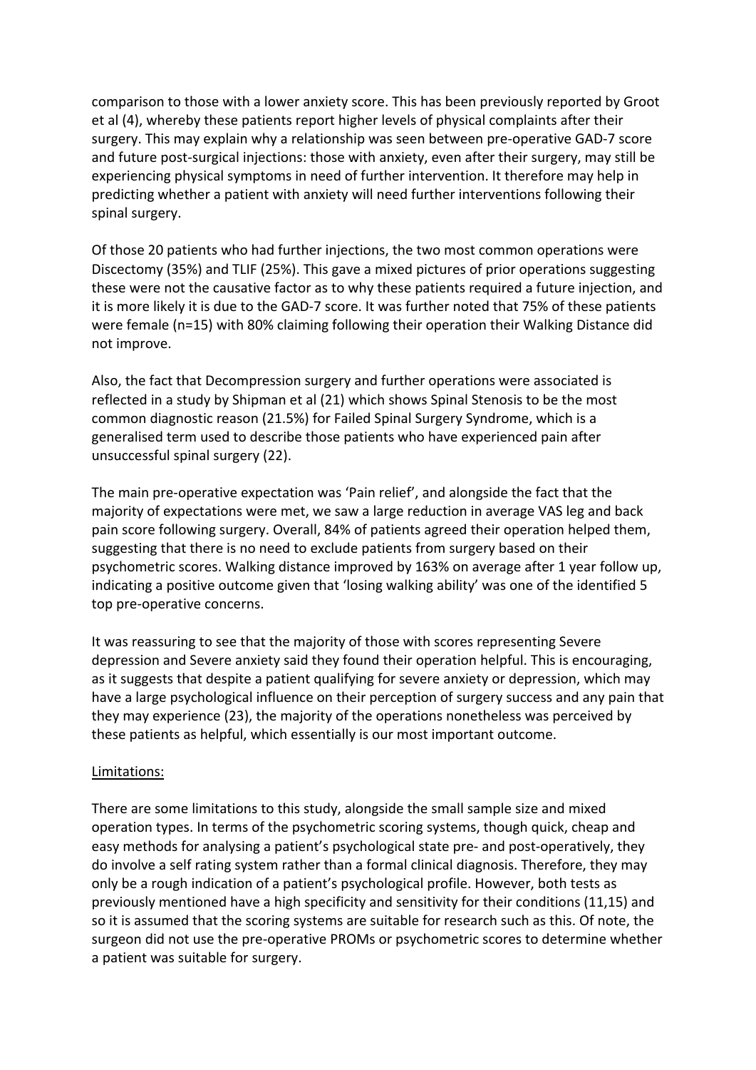comparison to those with a lower anxiety score. This has been previously reported by Groot et al (4), whereby these patients report higher levels of physical complaints after their surgery. This may explain why a relationship was seen between pre-operative GAD-7 score and future post-surgical injections: those with anxiety, even after their surgery, may still be experiencing physical symptoms in need of further intervention. It therefore may help in predicting whether a patient with anxiety will need further interventions following their spinal surgery.

Of those 20 patients who had further injections, the two most common operations were Discectomy (35%) and TLIF (25%). This gave a mixed pictures of prior operations suggesting these were not the causative factor as to why these patients required a future injection, and it is more likely it is due to the GAD-7 score. It was further noted that 75% of these patients were female (n=15) with 80% claiming following their operation their Walking Distance did not improve.

Also, the fact that Decompression surgery and further operations were associated is reflected in a study by Shipman et al (21) which shows Spinal Stenosis to be the most common diagnostic reason (21.5%) for Failed Spinal Surgery Syndrome, which is a generalised term used to describe those patients who have experienced pain after unsuccessful spinal surgery (22).

The main pre-operative expectation was 'Pain relief', and alongside the fact that the majority of expectations were met, we saw a large reduction in average VAS leg and back pain score following surgery. Overall, 84% of patients agreed their operation helped them, suggesting that there is no need to exclude patients from surgery based on their psychometric scores. Walking distance improved by 163% on average after 1 year follow up, indicating a positive outcome given that 'losing walking ability' was one of the identified 5 top pre-operative concerns.

It was reassuring to see that the majority of those with scores representing Severe depression and Severe anxiety said they found their operation helpful. This is encouraging, as it suggests that despite a patient qualifying for severe anxiety or depression, which may have a large psychological influence on their perception of surgery success and any pain that they may experience (23), the majority of the operations nonetheless was perceived by these patients as helpful, which essentially is our most important outcome.

## Limitations:

There are some limitations to this study, alongside the small sample size and mixed operation types. In terms of the psychometric scoring systems, though quick, cheap and easy methods for analysing a patient's psychological state pre- and post-operatively, they do involve a self rating system rather than a formal clinical diagnosis. Therefore, they may only be a rough indication of a patient's psychological profile. However, both tests as previously mentioned have a high specificity and sensitivity for their conditions (11,15) and so it is assumed that the scoring systems are suitable for research such as this. Of note, the surgeon did not use the pre-operative PROMs or psychometric scores to determine whether a patient was suitable for surgery.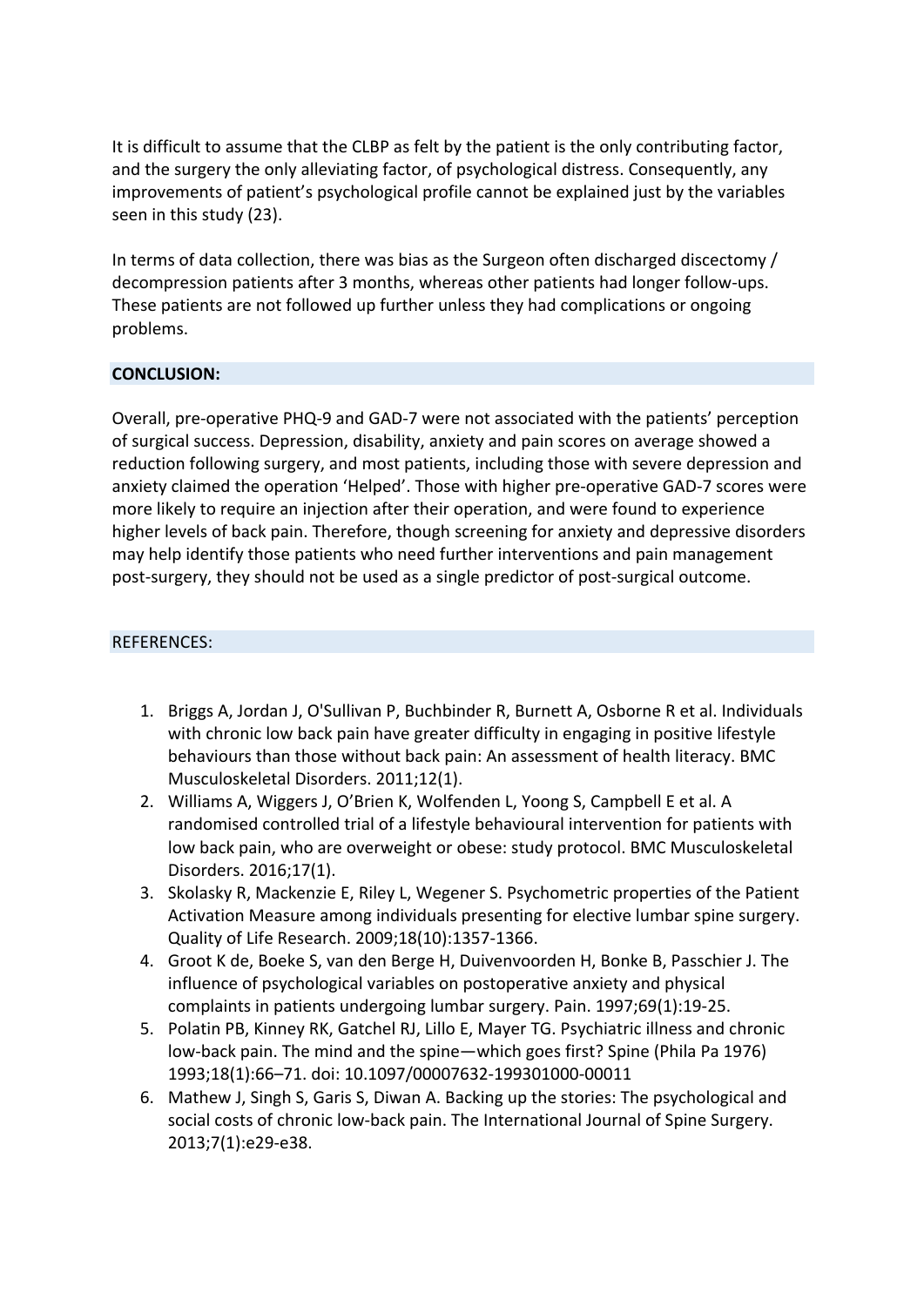It is difficult to assume that the CLBP as felt by the patient is the only contributing factor, and the surgery the only alleviating factor, of psychological distress. Consequently, any improvements of patient's psychological profile cannot be explained just by the variables seen in this study (23).

In terms of data collection, there was bias as the Surgeon often discharged discectomy / decompression patients after 3 months, whereas other patients had longer follow-ups. These patients are not followed up further unless they had complications or ongoing problems.

## CONCLUSION:

Overall, pre-operative PHQ-9 and GAD-7 were not associated with the patients' perception of surgical success. Depression, disability, anxiety and pain scores on average showed a reduction following surgery, and most patients, including those with severe depression and anxiety claimed the operation 'Helped'. Those with higher pre-operative GAD-7 scores were more likely to require an injection after their operation, and were found to experience higher levels of back pain. Therefore, though screening for anxiety and depressive disorders may help identify those patients who need further interventions and pain management post-surgery, they should not be used as a single predictor of post-surgical outcome.

## REFERENCES:

1. Briggs A, Jordan J, O'Sullivan P, Buchbinder R, Burnett A, Osborne R et al. Individuals with chronic low back pain have greater difficulty in engaging in positive lifestyle behaviours than those without back pain: An assessment of health literacy. BMC Musculoskeletal Disorders. 2011;12(1).
2. Williams A, Wiggers J, O'Brien K, Wolfenden L, Yoong S, Campbell E et al. A randomised controlled trial of a lifestyle behavioural intervention for patients with low back pain, who are overweight or obese: study protocol. BMC Musculoskeletal Disorders. 2016;17(1).
3. Skolasky R, Mackenzie E, Riley L, Wegener S. Psychometric properties of the Patient Activation Measure among individuals presenting for elective lumbar spine surgery. Quality of Life Research. 2009;18(10):1357-1366.
4. Groot K de, Boeke S, van den Berge H, Duivenvoorden H, Bonke B, Passchier J. The influence of psychological variables on postoperative anxiety and physical complaints in patients undergoing lumbar surgery. Pain. 1997;69(1):19-25.
5. Polatin PB, Kinney RK, Gatchel RJ, Lillo E, Mayer TG. Psychiatric illness and chronic low-back pain. The mind and the spine—which goes first? Spine (Phila Pa 1976) 1993;18(1):66–71. doi: 10.1097/00007632-199301000-00011
6. Mathew J, Singh S, Garis S, Diwan A. Backing up the stories: The psychological and social costs of chronic low-back pain. The International Journal of Spine Surgery. 2013;7(1):e29-e38.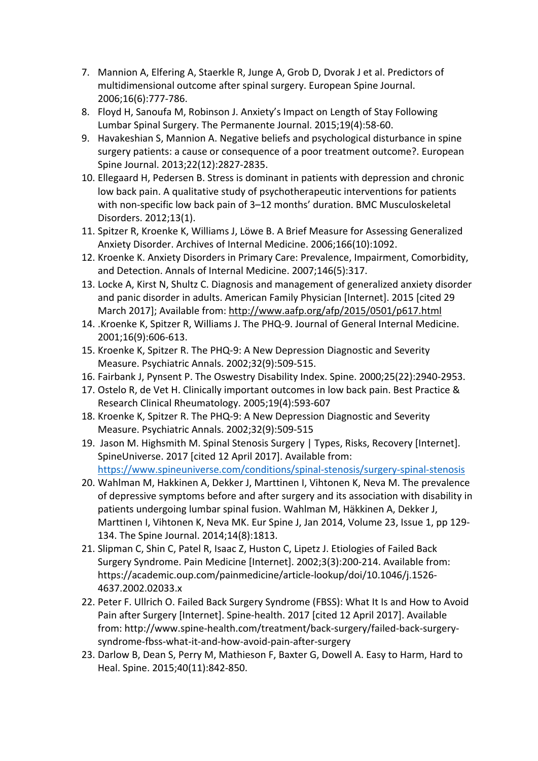7. Mannion A, Elfering A, Staerkle R, Junge A, Grob D, Dvorak J et al. Predictors of multidimensional outcome after spinal surgery. European Spine Journal. 2006;16(6):777-786.
8. Floyd H, Sanoufa M, Robinson J. Anxiety's Impact on Length of Stay Following Lumbar Spinal Surgery. The Permanente Journal. 2015;19(4):58-60.
9. Havakeshian S, Mannion A. Negative beliefs and psychological disturbance in spine surgery patients: a cause or consequence of a poor treatment outcome?. European Spine Journal. 2013;22(12):2827-2835.
10. Ellegaard H, Pedersen B. Stress is dominant in patients with depression and chronic low back pain. A qualitative study of psychotherapeutic interventions for patients with non-specific low back pain of 3–12 months' duration. BMC Musculoskeletal Disorders. 2012;13(1).
11. Spitzer R, Kroenke K, Williams J, Löwe B. A Brief Measure for Assessing Generalized Anxiety Disorder. Archives of Internal Medicine. 2006;166(10):1092.
12. Kroenke K. Anxiety Disorders in Primary Care: Prevalence, Impairment, Comorbidity, and Detection. Annals of Internal Medicine. 2007;146(5):317.
13. Locke A, Kirst N, Shultz C. Diagnosis and management of generalized anxiety disorder and panic disorder in adults. American Family Physician [Internet]. 2015 [cited 29 March 2017]; Available from: http://www.aafp.org/afp/2015/0501/p617.html
14. .Kroenke K, Spitzer R, Williams J. The PHQ-9. Journal of General Internal Medicine. 2001;16(9):606-613.
15. Kroenke K, Spitzer R. The PHQ-9: A New Depression Diagnostic and Severity Measure. Psychiatric Annals. 2002;32(9):509-515.
16. Fairbank J, Pynsent P. The Oswestry Disability Index. Spine. 2000;25(22):2940-2953.
17. Ostelo R, de Vet H. Clinically important outcomes in low back pain. Best Practice & Research Clinical Rheumatology. 2005;19(4):593-607
18. Kroenke K, Spitzer R. The PHQ-9: A New Depression Diagnostic and Severity Measure. Psychiatric Annals. 2002;32(9):509-515
19. Jason M. Highsmith M. Spinal Stenosis Surgery | Types, Risks, Recovery [Internet]. SpineUniverse. 2017 [cited 12 April 2017]. Available from: https://www.spineuniverse.com/conditions/spinal-stenosis/surgery-spinal-stenosis
20. Wahlman M, Hakkinen A, Dekker J, Marttinen I, Vihtonen K, Neva M. The prevalence of depressive symptoms before and after surgery and its association with disability in patients undergoing lumbar spinal fusion. Wahlman M, Häkkinen A, Dekker J, Marttinen I, Vihtonen K, Neva MK. Eur Spine J, Jan 2014, Volume 23, Issue 1, pp 129-134. The Spine Journal. 2014;14(8):1813.
21. Slipman C, Shin C, Patel R, Isaac Z, Huston C, Lipetz J. Etiologies of Failed Back Surgery Syndrome. Pain Medicine [Internet]. 2002;3(3):200-214. Available from: https://academic.oup.com/painmedicine/article-lookup/doi/10.1046/j.1526-4637.2002.02033.x
22. Peter F. Ullrich O. Failed Back Surgery Syndrome (FBSS): What It Is and How to Avoid Pain after Surgery [Internet]. Spine-health. 2017 [cited 12 April 2017]. Available from: http://www.spine-health.com/treatment/back-surgery/failed-back-surgery-syndrome-fbss-what-it-and-how-avoid-pain-after-surgery
23. Darlow B, Dean S, Perry M, Mathieson F, Baxter G, Dowell A. Easy to Harm, Hard to Heal. Spine. 2015;40(11):842-850.